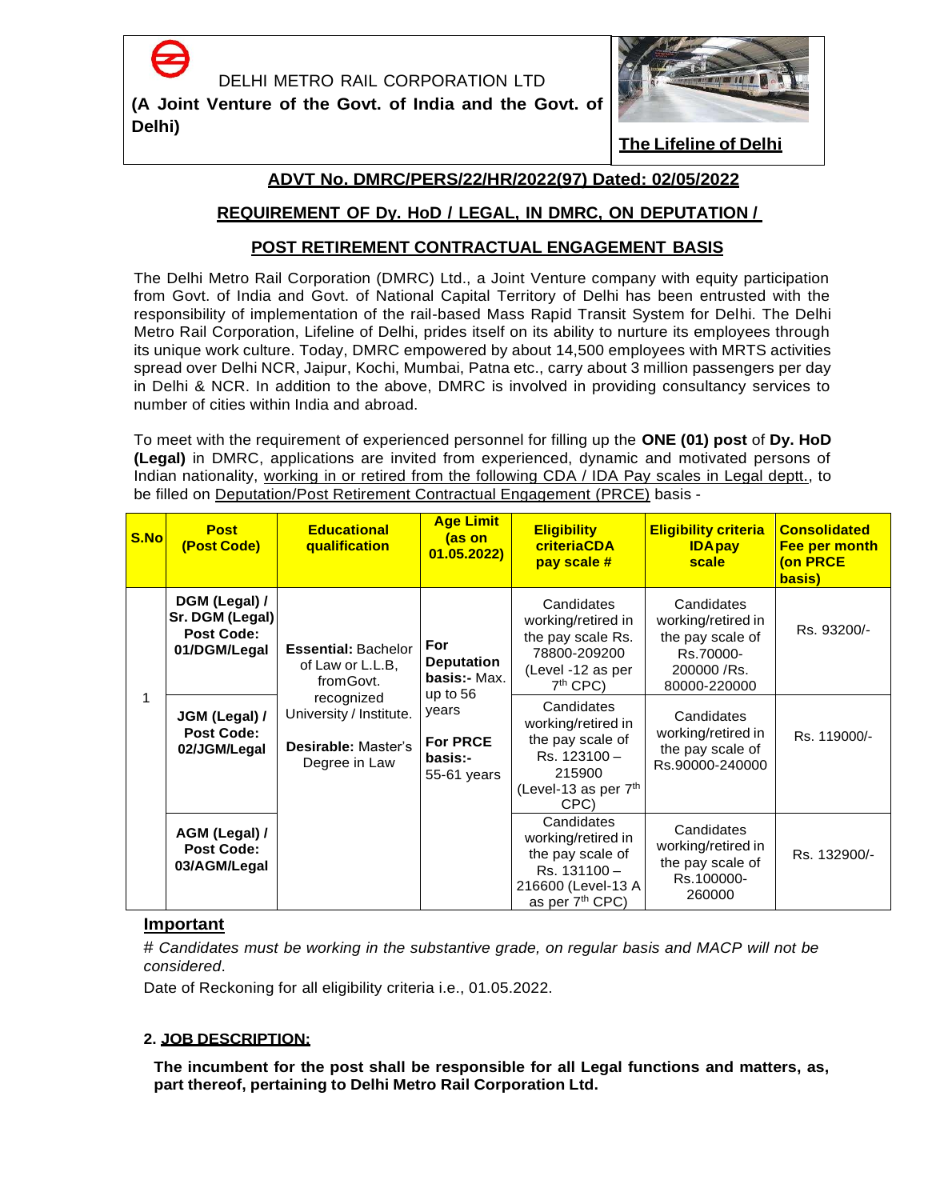DELHI METRO RAIL CORPORATION LTD

**(A Joint Venture of the Govt. of India and the Govt. of Delhi)**

**The Lifeline of Delhi**

## ADVT No. DMRC/PERS/22/HR/2022(97) Dated: 02/05/2022

## REQUIREMENT OF Dy. HoD / LEGAL, IN DMRC, ON DEPUTATION / POST RETIREMENT CONTRACTUAL ENGAGEMENT BASIS

The Delhi Metro Rail Corporation (DMRC) Ltd., a Joint Venture company with equity participation from Govt. of India and Govt. of National Capital Territory of Delhi has been entrusted with the responsibility of implementation of the rail-based Mass Rapid Transit System for Delhi. The Delhi Metro Rail Corporation, Lifeline of Delhi, prides itself on its ability to nurture its employees through its unique work culture. Today, DMRC empowered by about 14,500 employees with MRTS activities spread over Delhi NCR, Jaipur, Kochi, Mumbai, Patna etc., carry about 3 million passengers per day in Delhi & NCR. In addition to the above, DMRC is involved in providing consultancy services to number of cities within India and abroad.

To meet with the requirement of experienced personnel for filling up the **ONE (01) post** of **Dy. HoD (Legal)** in DMRC, applications are invited from experienced, dynamic and motivated persons of Indian nationality, working in or retired from the following CDA / IDA Pay scales in Legal deptt., to be filled on Deputation/Post Retirement Contractual Engagement (PRCE) basis -

| S.No | Post (Post Code) | Educational qualification | Age Limit (as on 01.05.2022) | Eligibility criteria CDA pay scale # | Eligibility criteria IDA pay scale | Consolidated Fee per month (on PRCE basis) |
|---|---|---|---|---|---|---|
| 1 | **DGM (Legal) / Sr. DGM (Legal) Post Code: 01/DGM/Legal** | **Essential:** Bachelor of Law or L.L.B, from Govt. recognized University / Institute. **Desirable:** Master's Degree in Law | **For Deputation basis:-** Max. up to 56 years **For PRCE basis:-** 55-61 years | Candidates working/retired in the pay scale Rs. 78800-209200 (Level -12 as per 7th CPC) | Candidates working/retired in the pay scale of Rs.70000-200000 /Rs. 80000-220000 | Rs. 93200/- |
| | **JGM (Legal) / Post Code: 02/JGM/Legal** | | | Candidates working/retired in the pay scale of Rs. 123100 – 215900 (Level-13 as per 7th CPC) | Candidates working/retired in the pay scale of Rs.90000-240000 | Rs. 119000/- |
| | **AGM (Legal) / Post Code: 03/AGM/Legal** | | | Candidates working/retired in the pay scale of Rs. 131100 – 216600 (Level-13 A as per 7th CPC) | Candidates working/retired in the pay scale of Rs.100000-260000 | Rs. 132900/- |

**Important**

*# Candidates must be working in the substantive grade, on regular basis and MACP will not be considered*.

Date of Reckoning for all eligibility criteria i.e., 01.05.2022.

### 2. JOB DESCRIPTION:

**The incumbent for the post shall be responsible for all Legal functions and matters, as, part thereof, pertaining to Delhi Metro Rail Corporation Ltd.**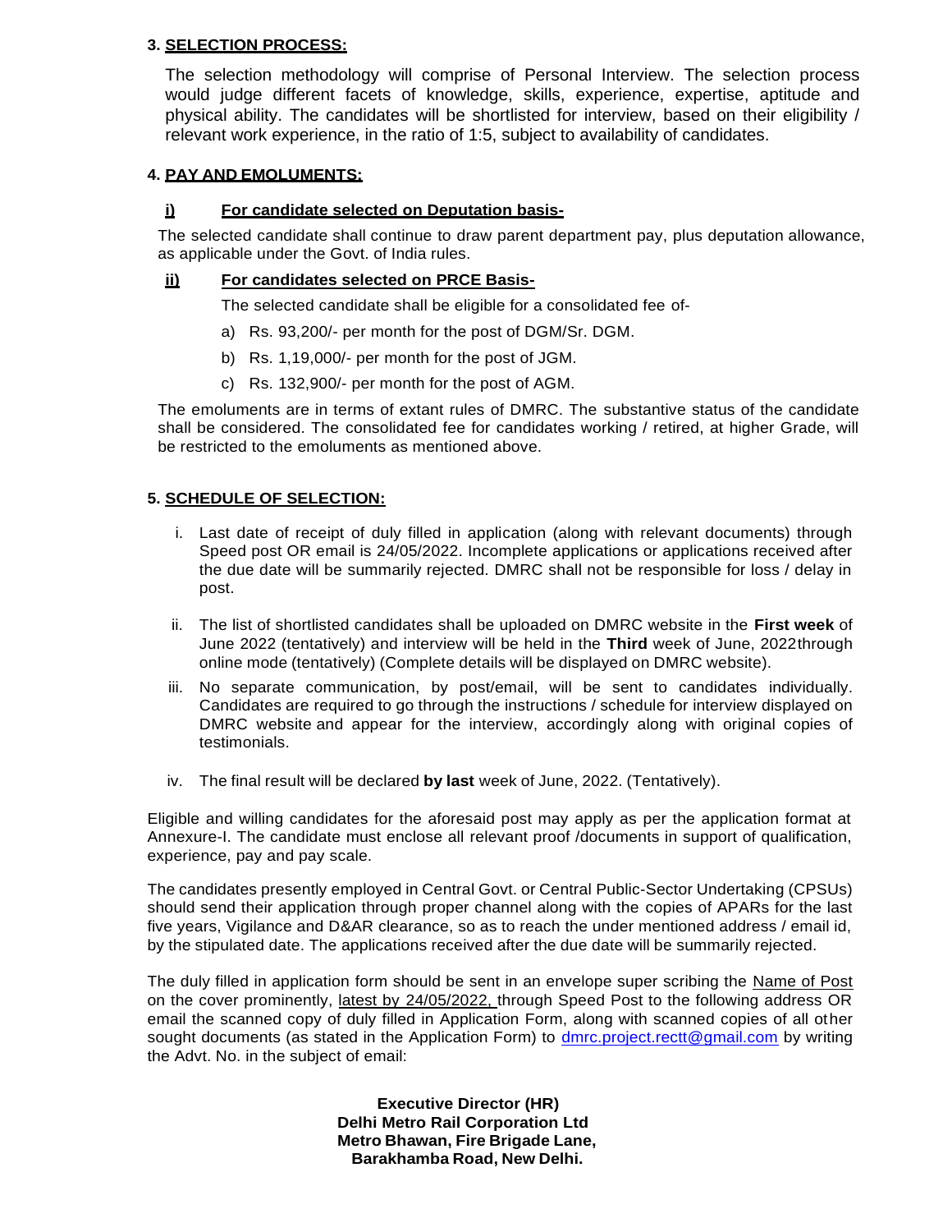### 3. SELECTION PROCESS:

The selection methodology will comprise of Personal Interview. The selection process would judge different facets of knowledge, skills, experience, expertise, aptitude and physical ability. The candidates will be shortlisted for interview, based on their eligibility / relevant work experience, in the ratio of 1:5, subject to availability of candidates.

### 4. PAY AND EMOLUMENTS:

**i) For candidate selected on Deputation basis-**

The selected candidate shall continue to draw parent department pay, plus deputation allowance, as applicable under the Govt. of India rules.

**ii) For candidates selected on PRCE Basis-**

The selected candidate shall be eligible for a consolidated fee of-

a) Rs. 93,200/- per month for the post of DGM/Sr. DGM.

b) Rs. 1,19,000/- per month for the post of JGM.

c) Rs. 132,900/- per month for the post of AGM.

The emoluments are in terms of extant rules of DMRC. The substantive status of the candidate shall be considered. The consolidated fee for candidates working / retired, at higher Grade, will be restricted to the emoluments as mentioned above.

### 5. SCHEDULE OF SELECTION:

i. Last date of receipt of duly filled in application (along with relevant documents) through Speed post OR email is 24/05/2022. Incomplete applications or applications received after the due date will be summarily rejected. DMRC shall not be responsible for loss / delay in post.

ii. The list of shortlisted candidates shall be uploaded on DMRC website in the **First week** of June 2022 (tentatively) and interview will be held in the **Third** week of June, 2022through online mode (tentatively) (Complete details will be displayed on DMRC website).

iii. No separate communication, by post/email, will be sent to candidates individually. Candidates are required to go through the instructions / schedule for interview displayed on DMRC website and appear for the interview, accordingly along with original copies of testimonials.

iv. The final result will be declared **by last** week of June, 2022. (Tentatively).

Eligible and willing candidates for the aforesaid post may apply as per the application format at Annexure-I. The candidate must enclose all relevant proof /documents in support of qualification, experience, pay and pay scale.

The candidates presently employed in Central Govt. or Central Public-Sector Undertaking (CPSUs) should send their application through proper channel along with the copies of APARs for the last five years, Vigilance and D&AR clearance, so as to reach the under mentioned address / email id, by the stipulated date. The applications received after the due date will be summarily rejected.

The duly filled in application form should be sent in an envelope super scribing the Name of Post on the cover prominently, latest by 24/05/2022, through Speed Post to the following address OR email the scanned copy of duly filled in Application Form, along with scanned copies of all other sought documents (as stated in the Application Form) to dmrc.project.rectt@gmail.com by writing the Advt. No. in the subject of email:

**Executive Director (HR)**
**Delhi Metro Rail Corporation Ltd**
**Metro Bhawan, Fire Brigade Lane,**
**Barakhamba Road, New Delhi.**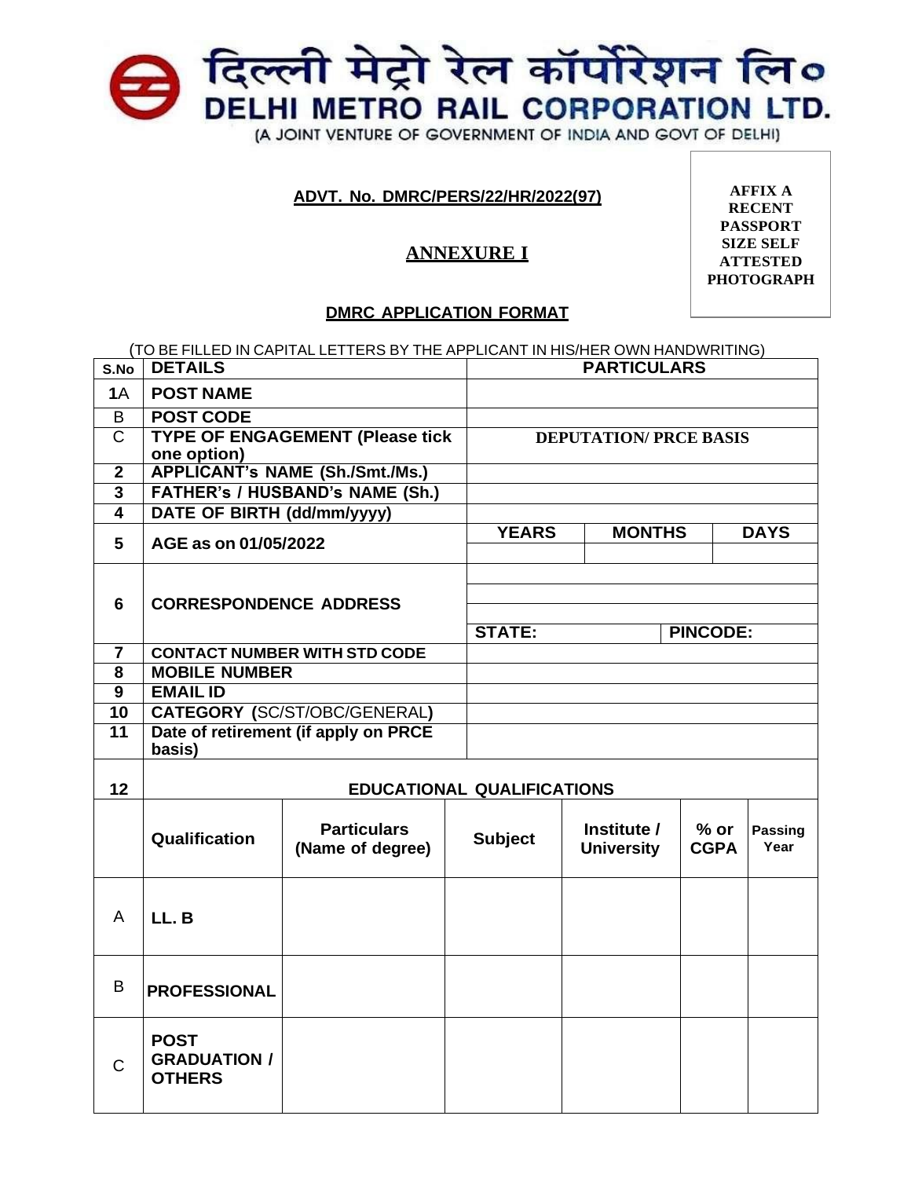दिल्ली मेट्रो रेल कॉर्पोरेशन लि०

# DELHI METRO RAIL CORPORATION LTD.

(A JOINT VENTURE OF GOVERNMENT OF INDIA AND GOVT OF DELHI)

**ADVT. No. DMRC/PERS/22/HR/2022(97)**

**AFFIX A RECENT PASSPORT SIZE SELF ATTESTED PHOTOGRAPH**

## ANNEXURE I

### DMRC APPLICATION FORMAT

(TO BE FILLED IN CAPITAL LETTERS BY THE APPLICANT IN HIS/HER OWN HANDWRITING)

| S.No | DETAILS | PARTICULARS | | |
|---|---|---|---|---|
| 1A | POST NAME | | | |
| B | POST CODE | | | |
| C | TYPE OF ENGAGEMENT (Please tick one option) | DEPUTATION/ PRCE BASIS | | |
| 2 | APPLICANT's NAME (Sh./Smt./Ms.) | | | |
| 3 | FATHER's / HUSBAND's NAME (Sh.) | | | |
| 4 | DATE OF BIRTH (dd/mm/yyyy) | | | |
| 5 | AGE as on 01/05/2022 | YEARS | MONTHS | DAYS |
| | | | | |
| 6 | CORRESPONDENCE ADDRESS | | | |
| | | | | |
| | | | | |
| | | STATE: | | PINCODE: |
| 7 | CONTACT NUMBER WITH STD CODE | | | |
| 8 | MOBILE NUMBER | | | |
| 9 | EMAIL ID | | | |
| 10 | CATEGORY (SC/ST/OBC/GENERAL) | | | |
| 11 | Date of retirement (if apply on PRCE basis) | | | |

| 12 | EDUCATIONAL QUALIFICATIONS | | | | | |
|---|---|---|---|---|---|---|
| | Qualification | Particulars (Name of degree) | Subject | Institute / University | % or CGPA | Passing Year |
| A | LL. B | | | | | |
| B | PROFESSIONAL | | | | | |
| C | POST GRADUATION / OTHERS | | | | | |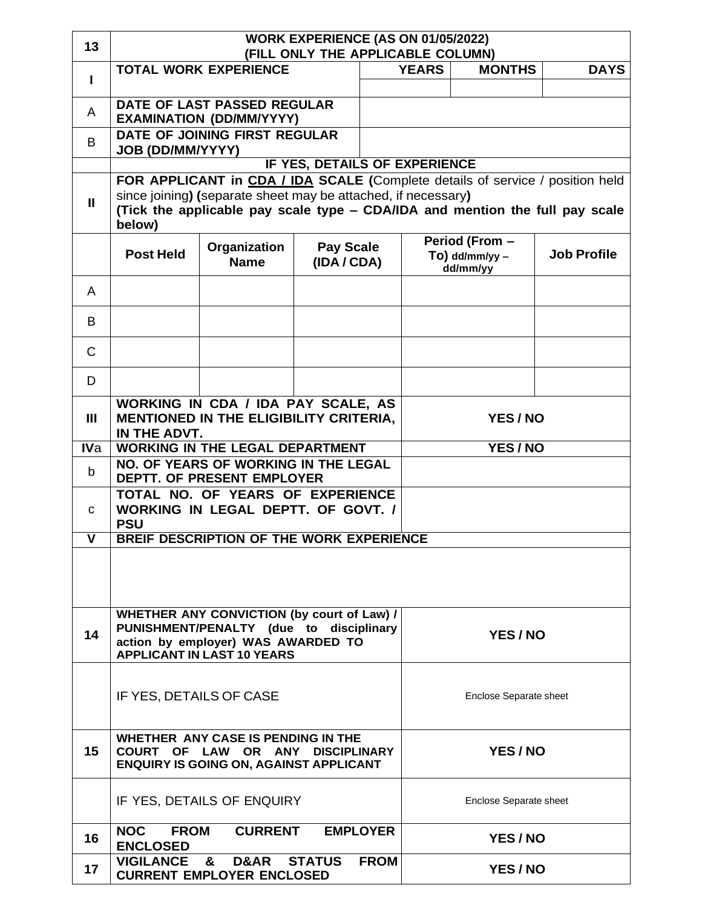| 13 | **WORK EXPERIENCE (AS ON 01/05/2022) (FILL ONLY THE APPLICABLE COLUMN)** | | | | |
|---|---|---|---|---|---|
| **I** | **TOTAL WORK EXPERIENCE** | | **YEARS** | **MONTHS** | **DAYS** |
| | | | | | |
| A | **DATE OF LAST PASSED REGULAR EXAMINATION (DD/MM/YYYY)** | | | | |
| B | **DATE OF JOINING FIRST REGULAR JOB (DD/MM/YYYY)** | | | | |
| | **IF YES, DETAILS OF EXPERIENCE** | | | | |
| **II** | **FOR APPLICANT in <u>CDA / IDA</u> SCALE (**Complete details of service / position held since joining**) (**separate sheet may be attached, if necessary**)** **(Tick the applicable pay scale type – CDA/IDA and mention the full pay scale below)** | | | | |
| | **Post Held** | **Organization Name** | **Pay Scale (IDA / CDA)** | **Period (From – To)** dd/mm/yy – dd/mm/yy | **Job Profile** |
| A | | | | | |
| B | | | | | |
| C | | | | | |
| D | | | | | |
| **III** | **WORKING IN CDA / IDA PAY SCALE, AS MENTIONED IN THE ELIGIBILITY CRITERIA, IN THE ADVT.** | | | **YES / NO** | |
| **IV**a | **WORKING IN THE LEGAL DEPARTMENT** | | | **YES / NO** | |
| b | **NO. OF YEARS OF WORKING IN THE LEGAL DEPTT. OF PRESENT EMPLOYER** | | | | |
| c | **TOTAL NO. OF YEARS OF EXPERIENCE WORKING IN LEGAL DEPTT. OF GOVT. / PSU** | | | | |
| **V** | **BREIF DESCRIPTION OF THE WORK EXPERIENCE** | | | | |
| | | | | | |
| **14** | **WHETHER ANY CONVICTION (by court of Law) / PUNISHMENT/PENALTY (due to disciplinary action by employer) WAS AWARDED TO APPLICANT IN LAST 10 YEARS** | | | **YES / NO** | |
| | IF YES, DETAILS OF CASE | | | Enclose Separate sheet | |
| **15** | **WHETHER ANY CASE IS PENDING IN THE COURT OF LAW OR ANY DISCIPLINARY ENQUIRY IS GOING ON, AGAINST APPLICANT** | | | **YES / NO** | |
| | IF YES, DETAILS OF ENQUIRY | | | Enclose Separate sheet | |
| **16** | **NOC FROM CURRENT EMPLOYER ENCLOSED** | | | **YES / NO** | |
| **17** | **VIGILANCE & D&AR STATUS FROM CURRENT EMPLOYER ENCLOSED** | | | **YES / NO** | |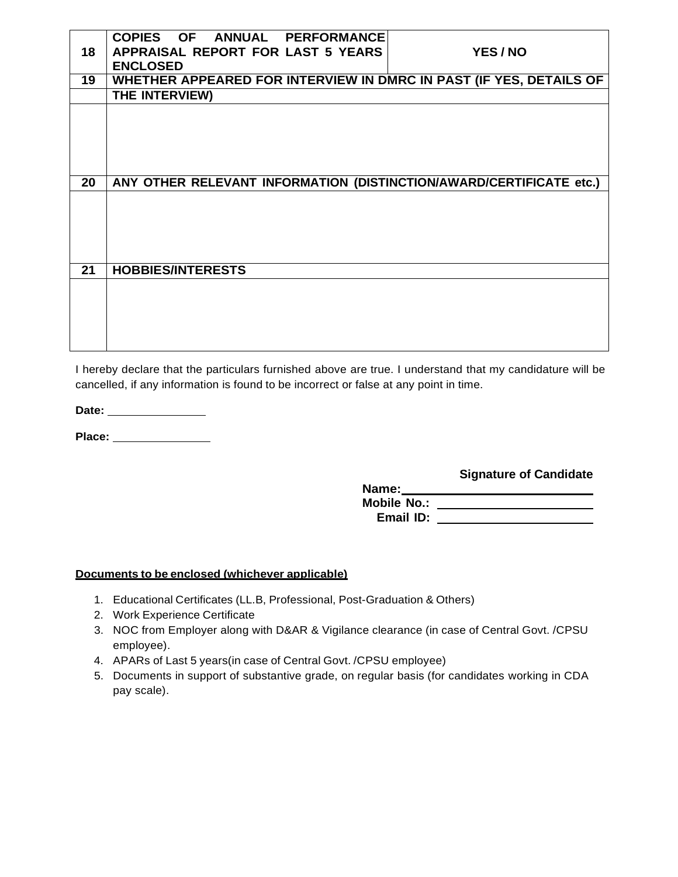| | | |
|---|---|---|
| **18** | **COPIES OF ANNUAL PERFORMANCE APPRAISAL REPORT FOR LAST 5 YEARS ENCLOSED** | **YES / NO** |
| **19** | **WHETHER APPEARED FOR INTERVIEW IN DMRC IN PAST (IF YES, DETAILS OF THE INTERVIEW)** | |
| | | |
| **20** | **ANY OTHER RELEVANT INFORMATION (DISTINCTION/AWARD/CERTIFICATE etc.)** | |
| | | |
| **21** | **HOBBIES/INTERESTS** | |
| | | |

I hereby declare that the particulars furnished above are true. I understand that my candidature will be cancelled, if any information is found to be incorrect or false at any point in time.

**Date:** ______________

**Place:** ______________

**Signature of Candidate**

**Name:** ______________________

**Mobile No.:** ______________________

**Email ID:** ______________________

**Documents to be enclosed (whichever applicable)**

1. Educational Certificates (LL.B, Professional, Post-Graduation & Others)
2. Work Experience Certificate
3. NOC from Employer along with D&AR & Vigilance clearance (in case of Central Govt. /CPSU employee).
4. APARs of Last 5 years(in case of Central Govt. /CPSU employee)
5. Documents in support of substantive grade, on regular basis (for candidates working in CDA pay scale).